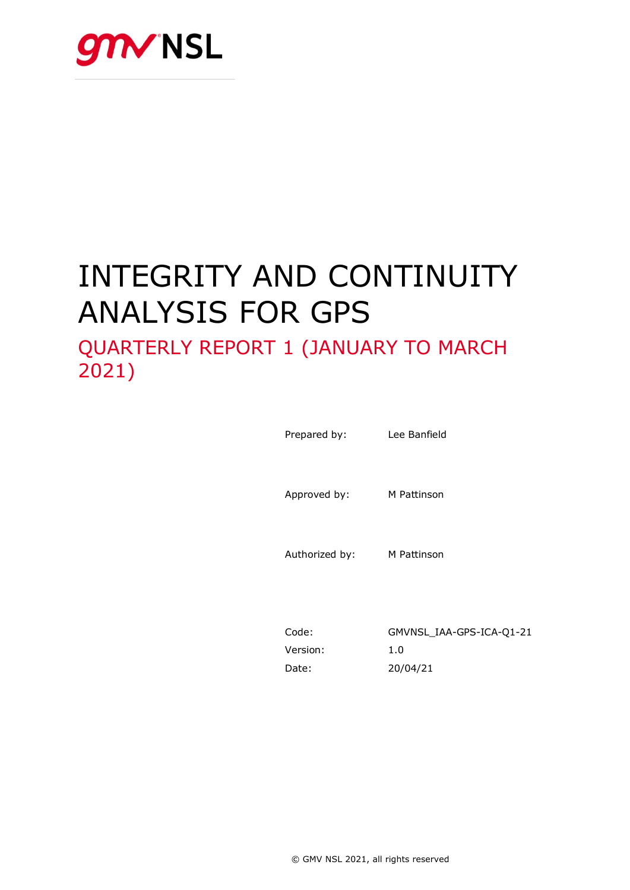gmv NSL

# INTEGRITY AND CONTINUITY ANALYSIS FOR GPS

## QUARTERLY REPORT 1 (JANUARY TO MARCH 2021)

| | |
|---|---|
| Prepared by: | Lee Banfield |
| Approved by: | M Pattinson |
| Authorized by: | M Pattinson |
| Code: | GMVNSL_IAA-GPS-ICA-Q1-21 |
| Version: | 1.0 |
| Date: | 20/04/21 |

© GMV NSL 2021, all rights reserved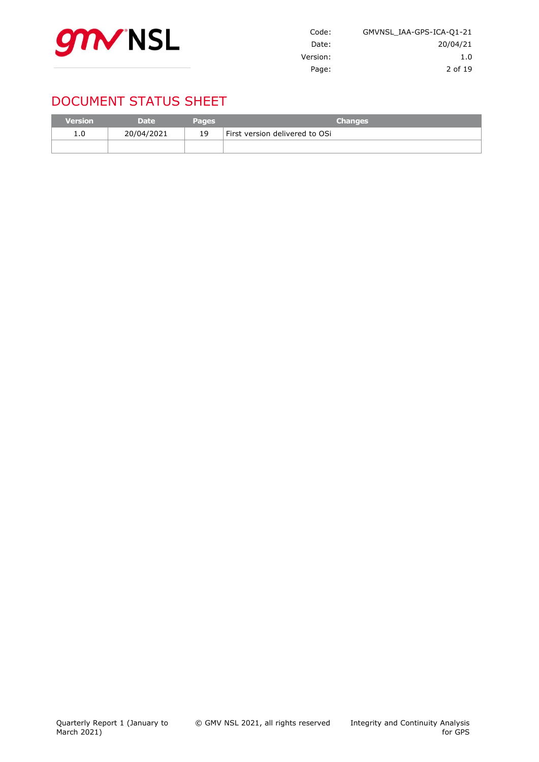# DOCUMENT STATUS SHEET

| Version | Date | Pages | Changes |
|---|---|---|---|
| 1.0 | 20/04/2021 | 19 | First version delivered to OSi |
| | | | |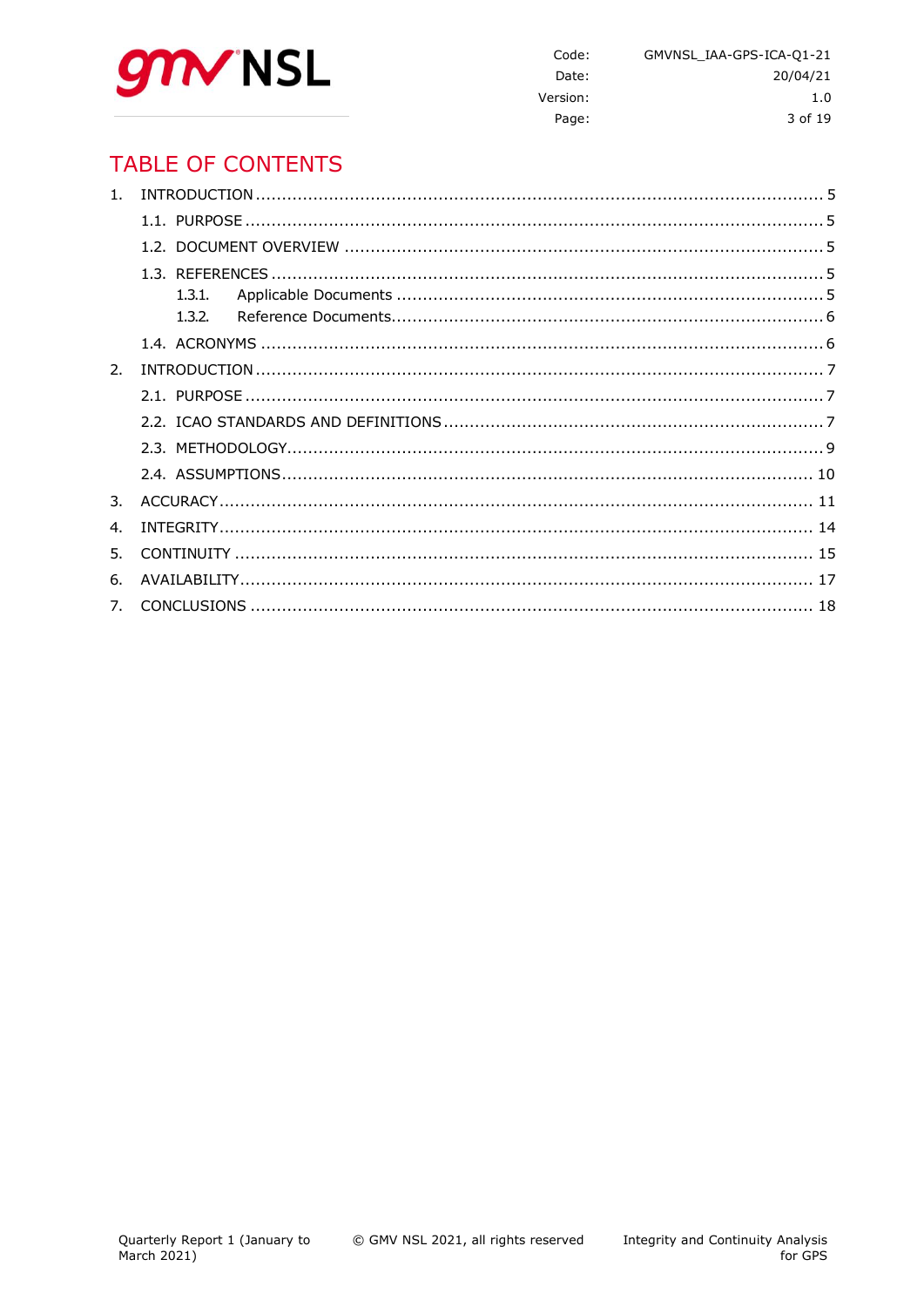# TABLE OF CONTENTS

1. INTRODUCTION ........................................................................................................ 5
   1.1. PURPOSE ........................................................................................................ 5
   1.2. DOCUMENT OVERVIEW ..................................................................................... 5
   1.3. REFERENCES ................................................................................................... 5
      1.3.1. Applicable Documents ................................................................................ 5
      1.3.2. Reference Documents................................................................................. 6
   1.4. ACRONYMS ..................................................................................................... 6
2. INTRODUCTION ........................................................................................................ 7
   2.1. PURPOSE ........................................................................................................ 7
   2.2. ICAO STANDARDS AND DEFINITIONS .................................................................. 7
   2.3. METHODOLOGY................................................................................................ 9
   2.4. ASSUMPTIONS................................................................................................ 10
3. ACCURACY............................................................................................................ 11
4. INTEGRITY............................................................................................................ 14
5. CONTINUITY .......................................................................................................... 15
6. AVAILABILITY......................................................................................................... 17
7. CONCLUSIONS ....................................................................................................... 18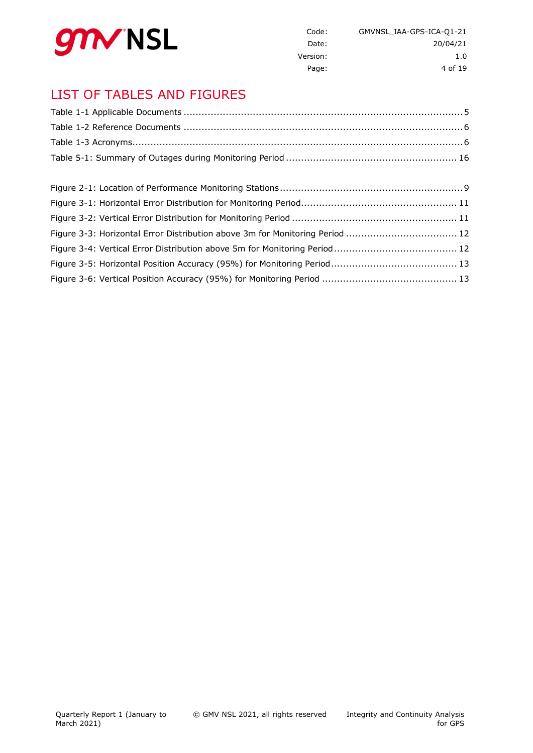# LIST OF TABLES AND FIGURES

Table 1-1 Applicable Documents ............................................................................................5
Table 1-2 Reference Documents ............................................................................................6
Table 1-3 Acronyms.............................................................................................................6
Table 5-1: Summary of Outages during Monitoring Period ........................................................ 16

Figure 2-1: Location of Performance Monitoring Stations............................................................9
Figure 3-1: Horizontal Error Distribution for Monitoring Period................................................... 11
Figure 3-2: Vertical Error Distribution for Monitoring Period ...................................................... 11
Figure 3-3: Horizontal Error Distribution above 3m for Monitoring Period .................................... 12
Figure 3-4: Vertical Error Distribution above 5m for Monitoring Period ........................................ 12
Figure 3-5: Horizontal Position Accuracy (95%) for Monitoring Period......................................... 13
Figure 3-6: Vertical Position Accuracy (95%) for Monitoring Period ............................................ 13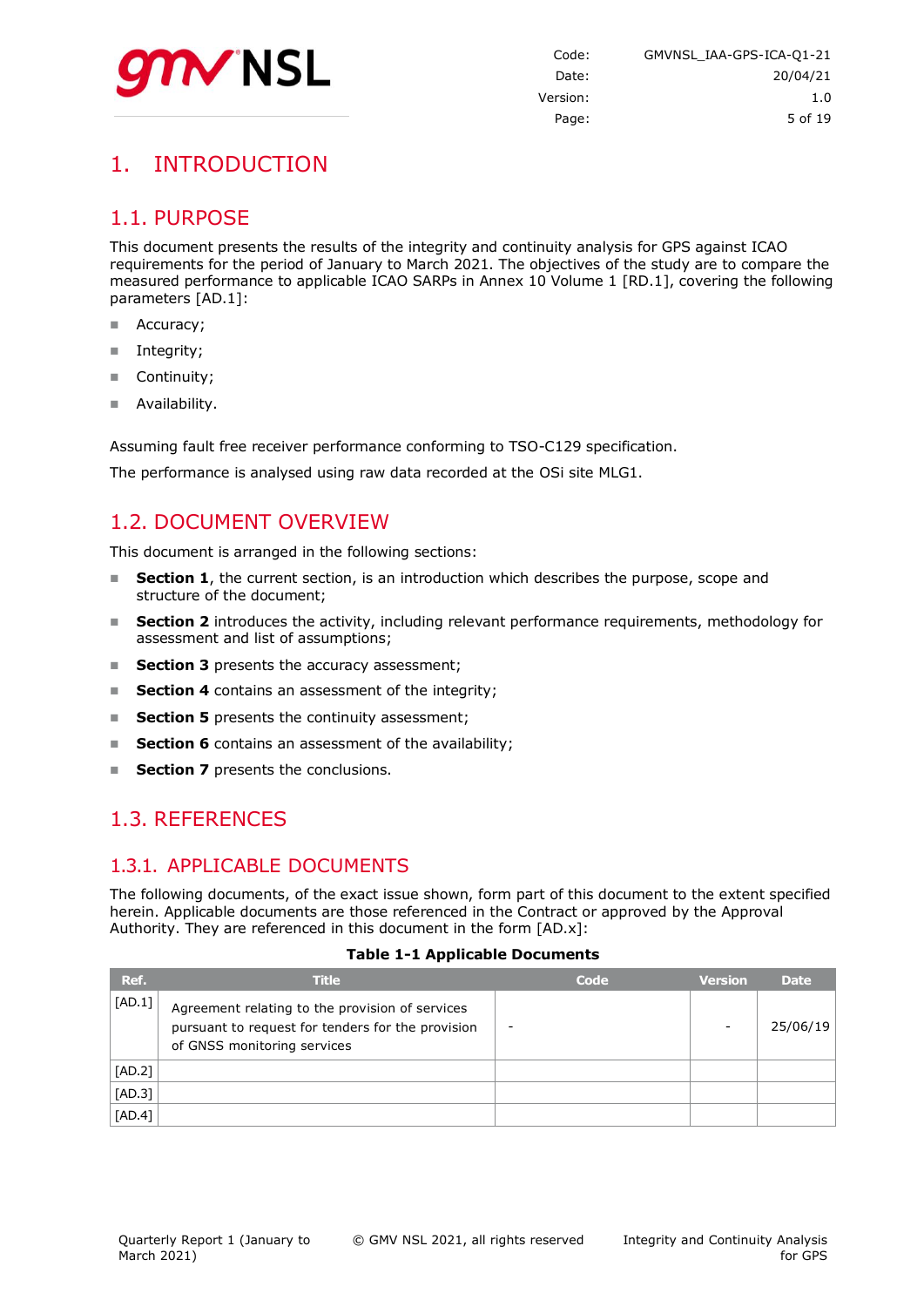# 1. INTRODUCTION

## 1.1. PURPOSE

This document presents the results of the integrity and continuity analysis for GPS against ICAO requirements for the period of January to March 2021. The objectives of the study are to compare the measured performance to applicable ICAO SARPs in Annex 10 Volume 1 [RD.1], covering the following parameters [AD.1]:

- Accuracy;
- Integrity;
- Continuity;
- Availability.

Assuming fault free receiver performance conforming to TSO-C129 specification.

The performance is analysed using raw data recorded at the OSi site MLG1.

## 1.2. DOCUMENT OVERVIEW

This document is arranged in the following sections:

- **Section 1**, the current section, is an introduction which describes the purpose, scope and structure of the document;
- **Section 2** introduces the activity, including relevant performance requirements, methodology for assessment and list of assumptions;
- **Section 3** presents the accuracy assessment;
- **Section 4** contains an assessment of the integrity;
- **Section 5** presents the continuity assessment;
- **Section 6** contains an assessment of the availability;
- **Section 7** presents the conclusions.

## 1.3. REFERENCES

### 1.3.1. APPLICABLE DOCUMENTS

The following documents, of the exact issue shown, form part of this document to the extent specified herein. Applicable documents are those referenced in the Contract or approved by the Approval Authority. They are referenced in this document in the form [AD.x]:

**Table 1-1 Applicable Documents**

| Ref. | Title | Code | Version | Date |
|---|---|---|---|---|
| [AD.1] | Agreement relating to the provision of services pursuant to request for tenders for the provision of GNSS monitoring services | - | - | 25/06/19 |
| [AD.2] | | | | |
| [AD.3] | | | | |
| [AD.4] | | | | |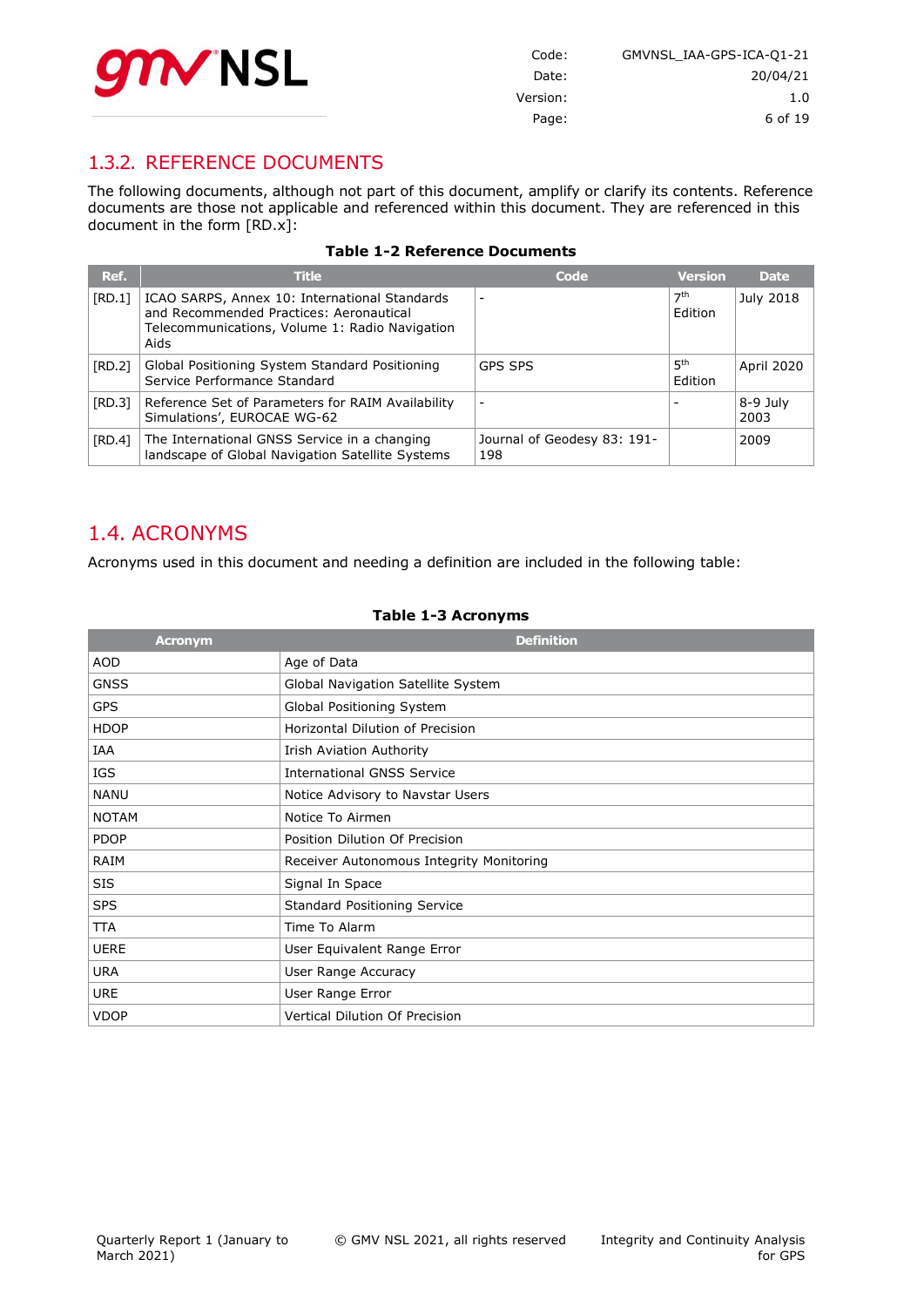### 1.3.2. REFERENCE DOCUMENTS

The following documents, although not part of this document, amplify or clarify its contents. Reference documents are those not applicable and referenced within this document. They are referenced in this document in the form [RD.x]:

**Table 1-2 Reference Documents**

| Ref. | Title | Code | Version | Date |
|---|---|---|---|---|
| [RD.1] | ICAO SARPS, Annex 10: International Standards and Recommended Practices: Aeronautical Telecommunications, Volume 1: Radio Navigation Aids | - | 7th Edition | July 2018 |
| [RD.2] | Global Positioning System Standard Positioning Service Performance Standard | GPS SPS | 5th Edition | April 2020 |
| [RD.3] | Reference Set of Parameters for RAIM Availability Simulations', EUROCAE WG-62 | - | - | 8-9 July 2003 |
| [RD.4] | The International GNSS Service in a changing landscape of Global Navigation Satellite Systems | Journal of Geodesy 83: 191-198 | | 2009 |

## 1.4. ACRONYMS

Acronyms used in this document and needing a definition are included in the following table:

**Table 1-3 Acronyms**

| Acronym | Definition |
|---|---|
| AOD | Age of Data |
| GNSS | Global Navigation Satellite System |
| GPS | Global Positioning System |
| HDOP | Horizontal Dilution of Precision |
| IAA | Irish Aviation Authority |
| IGS | International GNSS Service |
| NANU | Notice Advisory to Navstar Users |
| NOTAM | Notice To Airmen |
| PDOP | Position Dilution Of Precision |
| RAIM | Receiver Autonomous Integrity Monitoring |
| SIS | Signal In Space |
| SPS | Standard Positioning Service |
| TTA | Time To Alarm |
| UERE | User Equivalent Range Error |
| URA | User Range Accuracy |
| URE | User Range Error |
| VDOP | Vertical Dilution Of Precision |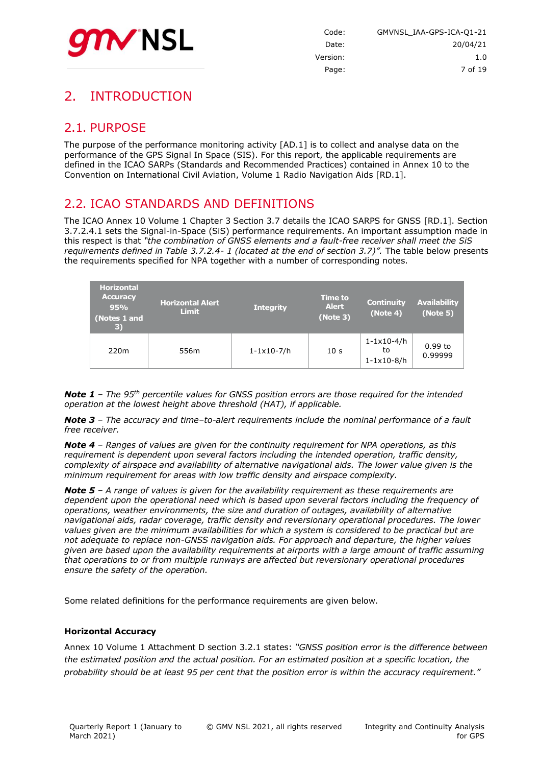# 2. INTRODUCTION

## 2.1. PURPOSE

The purpose of the performance monitoring activity [AD.1] is to collect and analyse data on the performance of the GPS Signal In Space (SIS). For this report, the applicable requirements are defined in the ICAO SARPs (Standards and Recommended Practices) contained in Annex 10 to the Convention on International Civil Aviation, Volume 1 Radio Navigation Aids [RD.1].

## 2.2. ICAO STANDARDS AND DEFINITIONS

The ICAO Annex 10 Volume 1 Chapter 3 Section 3.7 details the ICAO SARPS for GNSS [RD.1]. Section 3.7.2.4.1 sets the Signal-in-Space (SiS) performance requirements. An important assumption made in this respect is that *"the combination of GNSS elements and a fault-free receiver shall meet the SiS requirements defined in Table 3.7.2.4- 1 (located at the end of section 3.7)".* The table below presents the requirements specified for NPA together with a number of corresponding notes.

| Horizontal Accuracy 95% (Notes 1 and 3) | Horizontal Alert Limit | Integrity | Time to Alert (Note 3) | Continuity (Note 4) | Availability (Note 5) |
|---|---|---|---|---|---|
| 220m | 556m | 1-1x10-7/h | 10 s | 1-1x10-4/h to 1-1x10-8/h | 0.99 to 0.99999 |

***Note 1*** *– The 95th percentile values for GNSS position errors are those required for the intended operation at the lowest height above threshold (HAT), if applicable.*

***Note 3*** *– The accuracy and time–to-alert requirements include the nominal performance of a fault free receiver.*

***Note 4*** *– Ranges of values are given for the continuity requirement for NPA operations, as this requirement is dependent upon several factors including the intended operation, traffic density, complexity of airspace and availability of alternative navigational aids. The lower value given is the minimum requirement for areas with low traffic density and airspace complexity.*

***Note 5*** *– A range of values is given for the availability requirement as these requirements are dependent upon the operational need which is based upon several factors including the frequency of operations, weather environments, the size and duration of outages, availability of alternative navigational aids, radar coverage, traffic density and reversionary operational procedures. The lower values given are the minimum availabilities for which a system is considered to be practical but are not adequate to replace non-GNSS navigation aids. For approach and departure, the higher values given are based upon the availability requirements at airports with a large amount of traffic assuming that operations to or from multiple runways are affected but reversionary operational procedures ensure the safety of the operation.*

Some related definitions for the performance requirements are given below.

**Horizontal Accuracy**

Annex 10 Volume 1 Attachment D section 3.2.1 states: *"GNSS position error is the difference between the estimated position and the actual position. For an estimated position at a specific location, the probability should be at least 95 per cent that the position error is within the accuracy requirement."*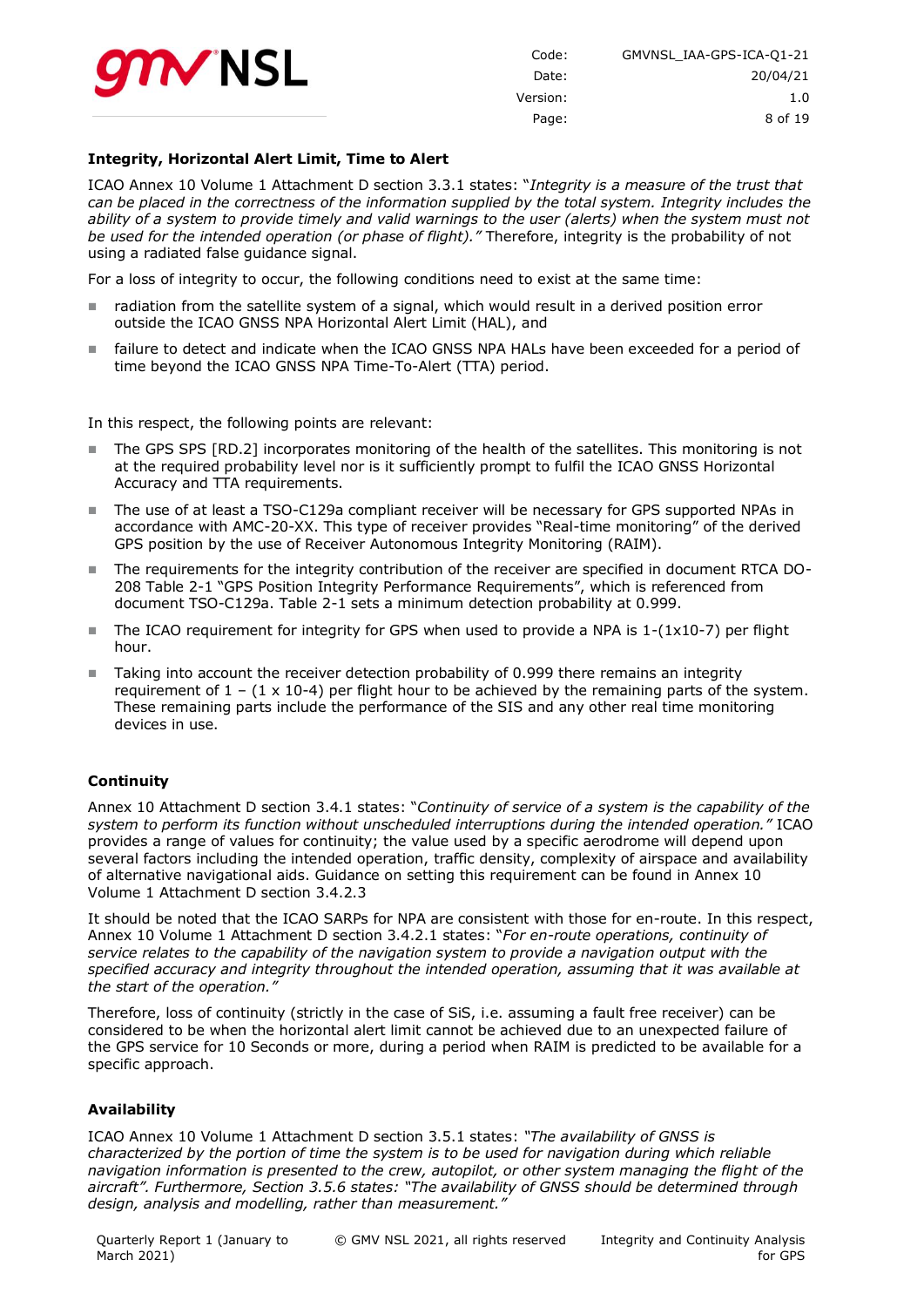**Integrity, Horizontal Alert Limit, Time to Alert**

ICAO Annex 10 Volume 1 Attachment D section 3.3.1 states: "*Integrity is a measure of the trust that can be placed in the correctness of the information supplied by the total system. Integrity includes the ability of a system to provide timely and valid warnings to the user (alerts) when the system must not be used for the intended operation (or phase of flight).*" Therefore, integrity is the probability of not using a radiated false guidance signal.

For a loss of integrity to occur, the following conditions need to exist at the same time:

- radiation from the satellite system of a signal, which would result in a derived position error outside the ICAO GNSS NPA Horizontal Alert Limit (HAL), and
- failure to detect and indicate when the ICAO GNSS NPA HALs have been exceeded for a period of time beyond the ICAO GNSS NPA Time-To-Alert (TTA) period.

In this respect, the following points are relevant:

- The GPS SPS [RD.2] incorporates monitoring of the health of the satellites. This monitoring is not at the required probability level nor is it sufficiently prompt to fulfil the ICAO GNSS Horizontal Accuracy and TTA requirements.
- The use of at least a TSO-C129a compliant receiver will be necessary for GPS supported NPAs in accordance with AMC-20-XX. This type of receiver provides "Real-time monitoring" of the derived GPS position by the use of Receiver Autonomous Integrity Monitoring (RAIM).
- The requirements for the integrity contribution of the receiver are specified in document RTCA DO-208 Table 2-1 "GPS Position Integrity Performance Requirements", which is referenced from document TSO-C129a. Table 2-1 sets a minimum detection probability at 0.999.
- The ICAO requirement for integrity for GPS when used to provide a NPA is 1-(1x10-7) per flight hour.
- Taking into account the receiver detection probability of 0.999 there remains an integrity requirement of 1 – (1 x 10-4) per flight hour to be achieved by the remaining parts of the system. These remaining parts include the performance of the SIS and any other real time monitoring devices in use.

**Continuity**

Annex 10 Attachment D section 3.4.1 states: "*Continuity of service of a system is the capability of the system to perform its function without unscheduled interruptions during the intended operation.*" ICAO provides a range of values for continuity; the value used by a specific aerodrome will depend upon several factors including the intended operation, traffic density, complexity of airspace and availability of alternative navigational aids. Guidance on setting this requirement can be found in Annex 10 Volume 1 Attachment D section 3.4.2.3

It should be noted that the ICAO SARPs for NPA are consistent with those for en-route. In this respect, Annex 10 Volume 1 Attachment D section 3.4.2.1 states: "*For en-route operations, continuity of service relates to the capability of the navigation system to provide a navigation output with the specified accuracy and integrity throughout the intended operation, assuming that it was available at the start of the operation.*"

Therefore, loss of continuity (strictly in the case of SiS, i.e. assuming a fault free receiver) can be considered to be when the horizontal alert limit cannot be achieved due to an unexpected failure of the GPS service for 10 Seconds or more, during a period when RAIM is predicted to be available for a specific approach.

**Availability**

ICAO Annex 10 Volume 1 Attachment D section 3.5.1 states: *"The availability of GNSS is characterized by the portion of time the system is to be used for navigation during which reliable navigation information is presented to the crew, autopilot, or other system managing the flight of the aircraft". Furthermore, Section 3.5.6 states: "The availability of GNSS should be determined through design, analysis and modelling, rather than measurement."*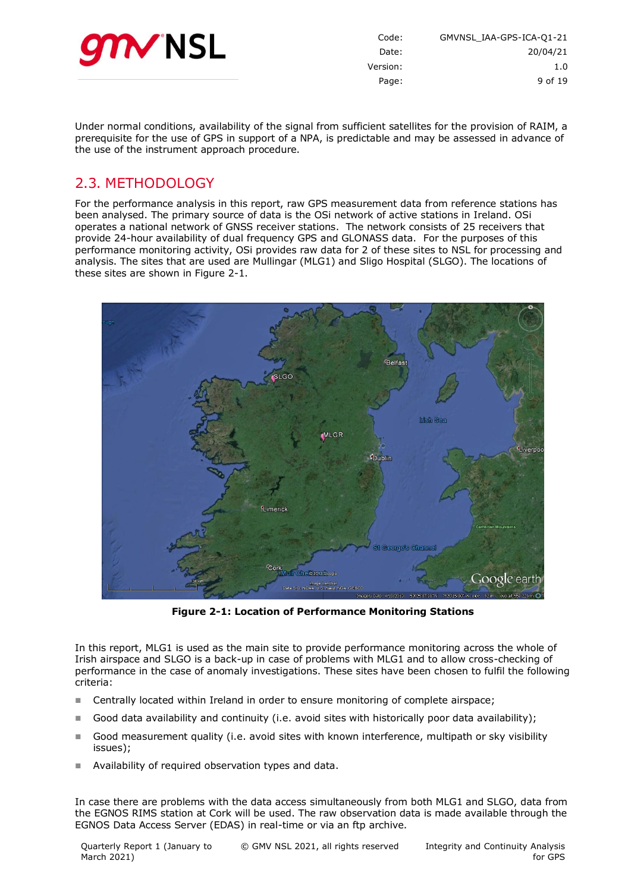Under normal conditions, availability of the signal from sufficient satellites for the provision of RAIM, a prerequisite for the use of GPS in support of a NPA, is predictable and may be assessed in advance of the use of the instrument approach procedure.

## 2.3. METHODOLOGY

For the performance analysis in this report, raw GPS measurement data from reference stations has been analysed. The primary source of data is the OSi network of active stations in Ireland. OSi operates a national network of GNSS receiver stations. The network consists of 25 receivers that provide 24-hour availability of dual frequency GPS and GLONASS data. For the purposes of this performance monitoring activity, OSi provides raw data for 2 of these sites to NSL for processing and analysis. The sites that are used are Mullingar (MLG1) and Sligo Hospital (SLGO). The locations of these sites are shown in Figure 2-1.

**Figure 2-1: Location of Performance Monitoring Stations**

In this report, MLG1 is used as the main site to provide performance monitoring across the whole of Irish airspace and SLGO is a back-up in case of problems with MLG1 and to allow cross-checking of performance in the case of anomaly investigations. These sites have been chosen to fulfil the following criteria:

- Centrally located within Ireland in order to ensure monitoring of complete airspace;
- Good data availability and continuity (i.e. avoid sites with historically poor data availability);
- Good measurement quality (i.e. avoid sites with known interference, multipath or sky visibility issues);
- Availability of required observation types and data.

In case there are problems with the data access simultaneously from both MLG1 and SLGO, data from the EGNOS RIMS station at Cork will be used. The raw observation data is made available through the EGNOS Data Access Server (EDAS) in real-time or via an ftp archive.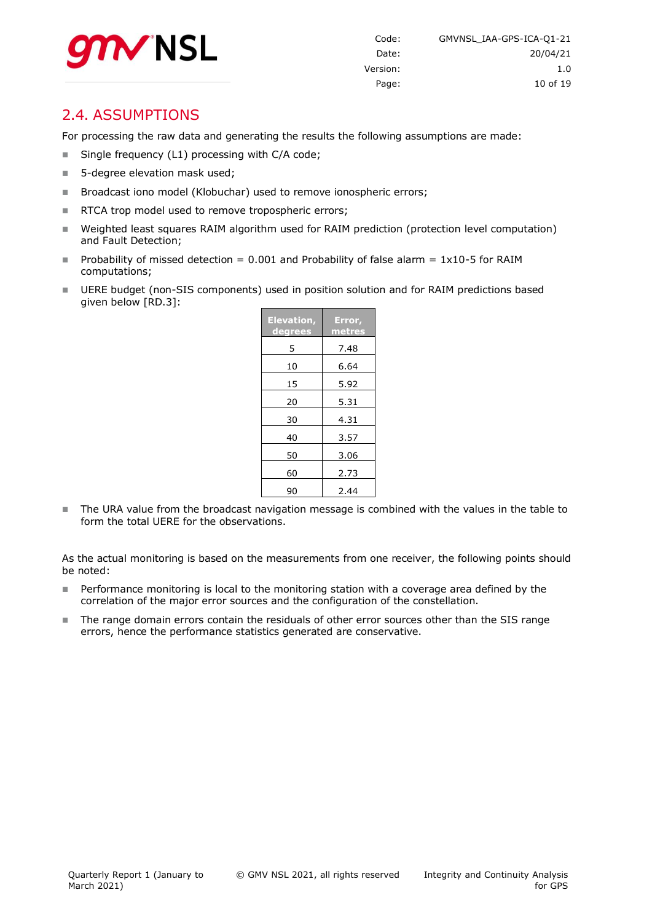## 2.4. ASSUMPTIONS

For processing the raw data and generating the results the following assumptions are made:

- Single frequency (L1) processing with C/A code;
- 5-degree elevation mask used;
- Broadcast iono model (Klobuchar) used to remove ionospheric errors;
- RTCA trop model used to remove tropospheric errors;
- Weighted least squares RAIM algorithm used for RAIM prediction (protection level computation) and Fault Detection;
- Probability of missed detection = 0.001 and Probability of false alarm = 1x10-5 for RAIM computations;
- UERE budget (non-SIS components) used in position solution and for RAIM predictions based given below [RD.3]:

| Elevation, degrees | Error, metres |
|---|---|
| 5 | 7.48 |
| 10 | 6.64 |
| 15 | 5.92 |
| 20 | 5.31 |
| 30 | 4.31 |
| 40 | 3.57 |
| 50 | 3.06 |
| 60 | 2.73 |
| 90 | 2.44 |

- The URA value from the broadcast navigation message is combined with the values in the table to form the total UERE for the observations.

As the actual monitoring is based on the measurements from one receiver, the following points should be noted:

- Performance monitoring is local to the monitoring station with a coverage area defined by the correlation of the major error sources and the configuration of the constellation.
- The range domain errors contain the residuals of other error sources other than the SIS range errors, hence the performance statistics generated are conservative.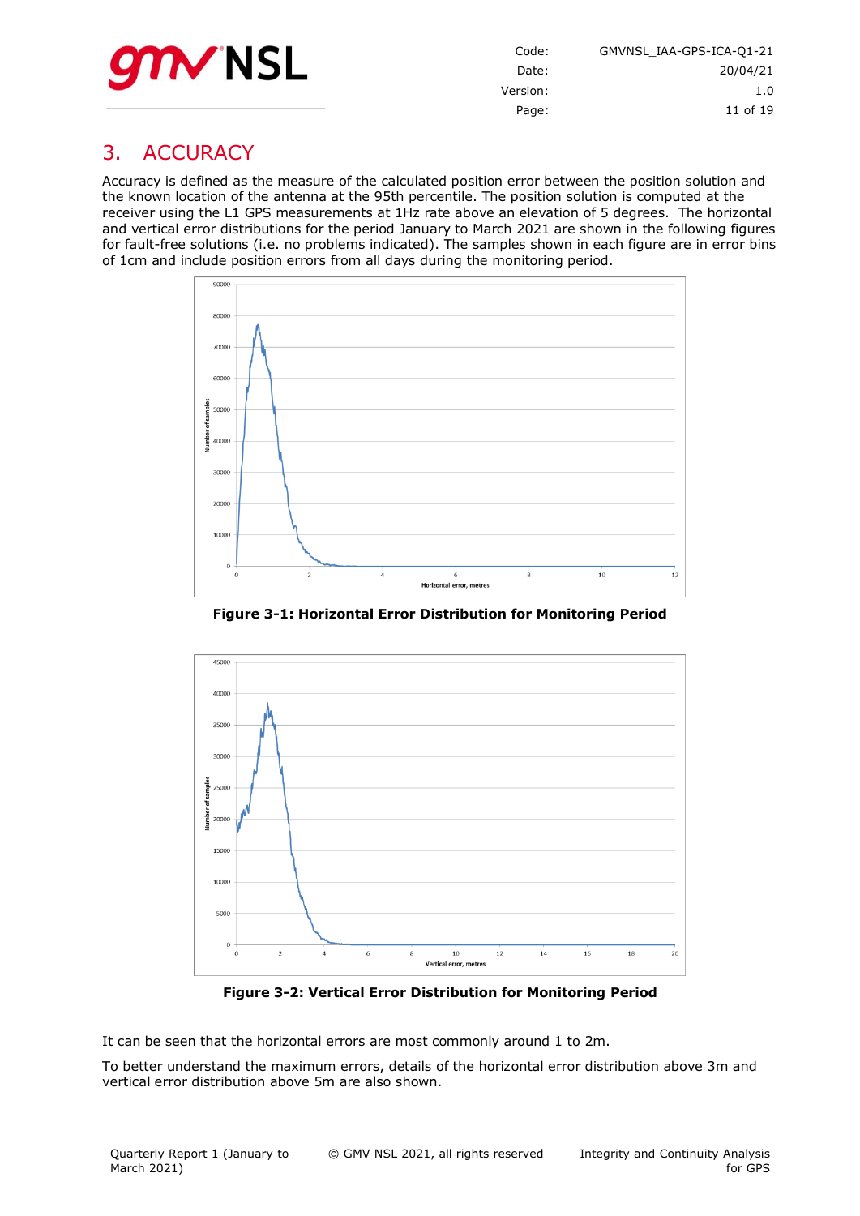# 3. ACCURACY

Accuracy is defined as the measure of the calculated position error between the position solution and the known location of the antenna at the 95th percentile. The position solution is computed at the receiver using the L1 GPS measurements at 1Hz rate above an elevation of 5 degrees. The horizontal and vertical error distributions for the period January to March 2021 are shown in the following figures for fault-free solutions (i.e. no problems indicated). The samples shown in each figure are in error bins of 1cm and include position errors from all days during the monitoring period.

Number of samples
90000
80000
70000
60000
50000
40000
30000
20000
10000
0
0
2
4
6
8
10
12
Horizontal error, metres

**Figure 3-1: Horizontal Error Distribution for Monitoring Period**

Number of samples
45000
40000
35000
30000
25000
20000
15000
10000
5000
0
0
2
4
6
8
10
12
14
16
18
20
Vertical error, metres

**Figure 3-2: Vertical Error Distribution for Monitoring Period**

It can be seen that the horizontal errors are most commonly around 1 to 2m.

To better understand the maximum errors, details of the horizontal error distribution above 3m and vertical error distribution above 5m are also shown.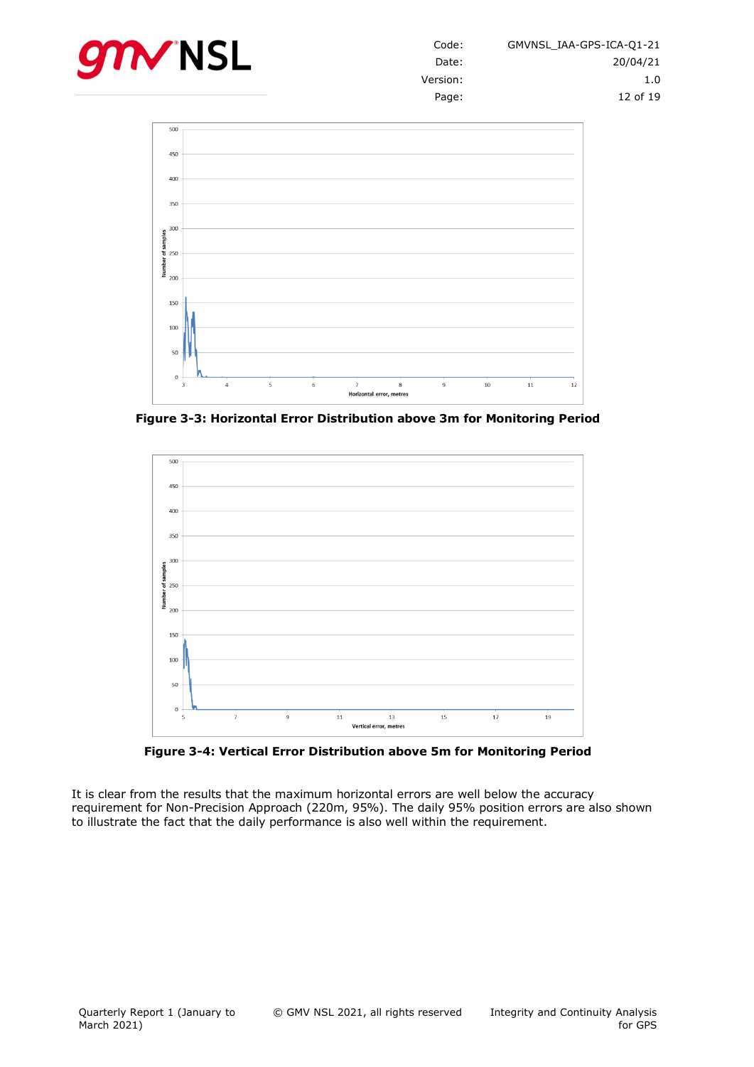500
450
400
350
300
250
200
150
100
50
0
Number of samples
3
4
5
6
7
8
9
10
11
12
Horizontal error, metres

**Figure 3-3: Horizontal Error Distribution above 3m for Monitoring Period**

500
450
400
350
300
250
200
150
100
50
0
Number of samples
5
7
9
11
13
15
17
19
Vertical error, metres

**Figure 3-4: Vertical Error Distribution above 5m for Monitoring Period**

It is clear from the results that the maximum horizontal errors are well below the accuracy requirement for Non-Precision Approach (220m, 95%). The daily 95% position errors are also shown to illustrate the fact that the daily performance is also well within the requirement.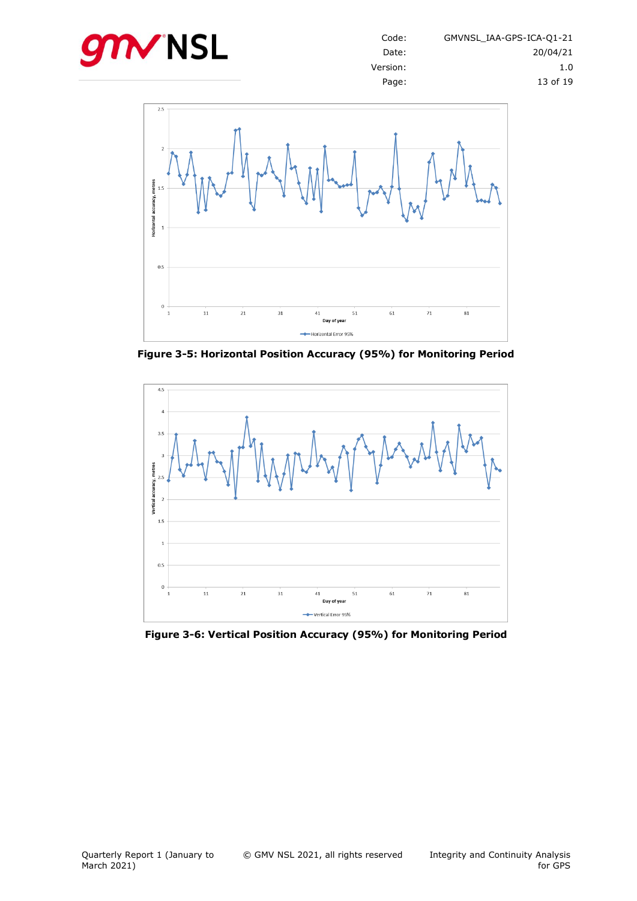2.5
2
1.5
1
0.5
0

Horizontal accuracy, metres

1
11
21
31
41
51
61
71
81

Day of year

Horizontal Error 95%

**Figure 3-5: Horizontal Position Accuracy (95%) for Monitoring Period**

4.5
4
3.5
3
2.5
2
1.5
1
0.5
0

Vertical accuracy, metres

1
11
21
31
41
51
61
71
81

Day of year

Vertical Error 95%

**Figure 3-6: Vertical Position Accuracy (95%) for Monitoring Period**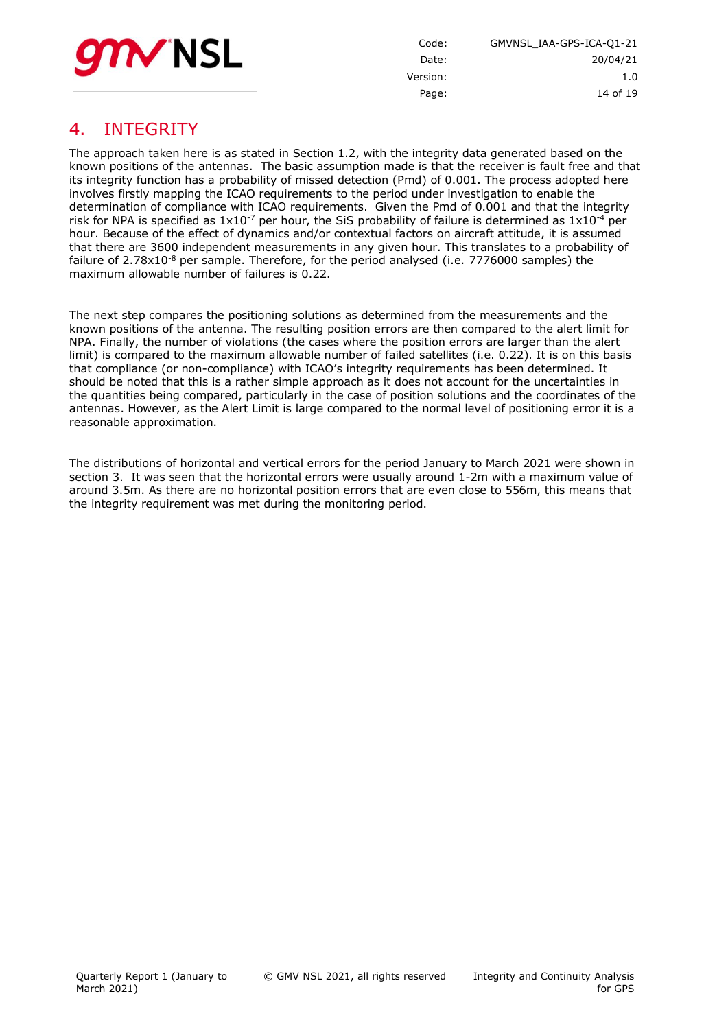# 4. INTEGRITY

The approach taken here is as stated in Section 1.2, with the integrity data generated based on the known positions of the antennas. The basic assumption made is that the receiver is fault free and that its integrity function has a probability of missed detection (Pmd) of 0.001. The process adopted here involves firstly mapping the ICAO requirements to the period under investigation to enable the determination of compliance with ICAO requirements. Given the Pmd of 0.001 and that the integrity risk for NPA is specified as $1x10^{-7}$ per hour, the SiS probability of failure is determined as $1x10^{-4}$ per hour. Because of the effect of dynamics and/or contextual factors on aircraft attitude, it is assumed that there are 3600 independent measurements in any given hour. This translates to a probability of failure of $2.78x10^{-8}$ per sample. Therefore, for the period analysed (i.e. 7776000 samples) the maximum allowable number of failures is 0.22.

The next step compares the positioning solutions as determined from the measurements and the known positions of the antenna. The resulting position errors are then compared to the alert limit for NPA. Finally, the number of violations (the cases where the position errors are larger than the alert limit) is compared to the maximum allowable number of failed satellites (i.e. 0.22). It is on this basis that compliance (or non-compliance) with ICAO's integrity requirements has been determined. It should be noted that this is a rather simple approach as it does not account for the uncertainties in the quantities being compared, particularly in the case of position solutions and the coordinates of the antennas. However, as the Alert Limit is large compared to the normal level of positioning error it is a reasonable approximation.

The distributions of horizontal and vertical errors for the period January to March 2021 were shown in section 3. It was seen that the horizontal errors were usually around 1-2m with a maximum value of around 3.5m. As there are no horizontal position errors that are even close to 556m, this means that the integrity requirement was met during the monitoring period.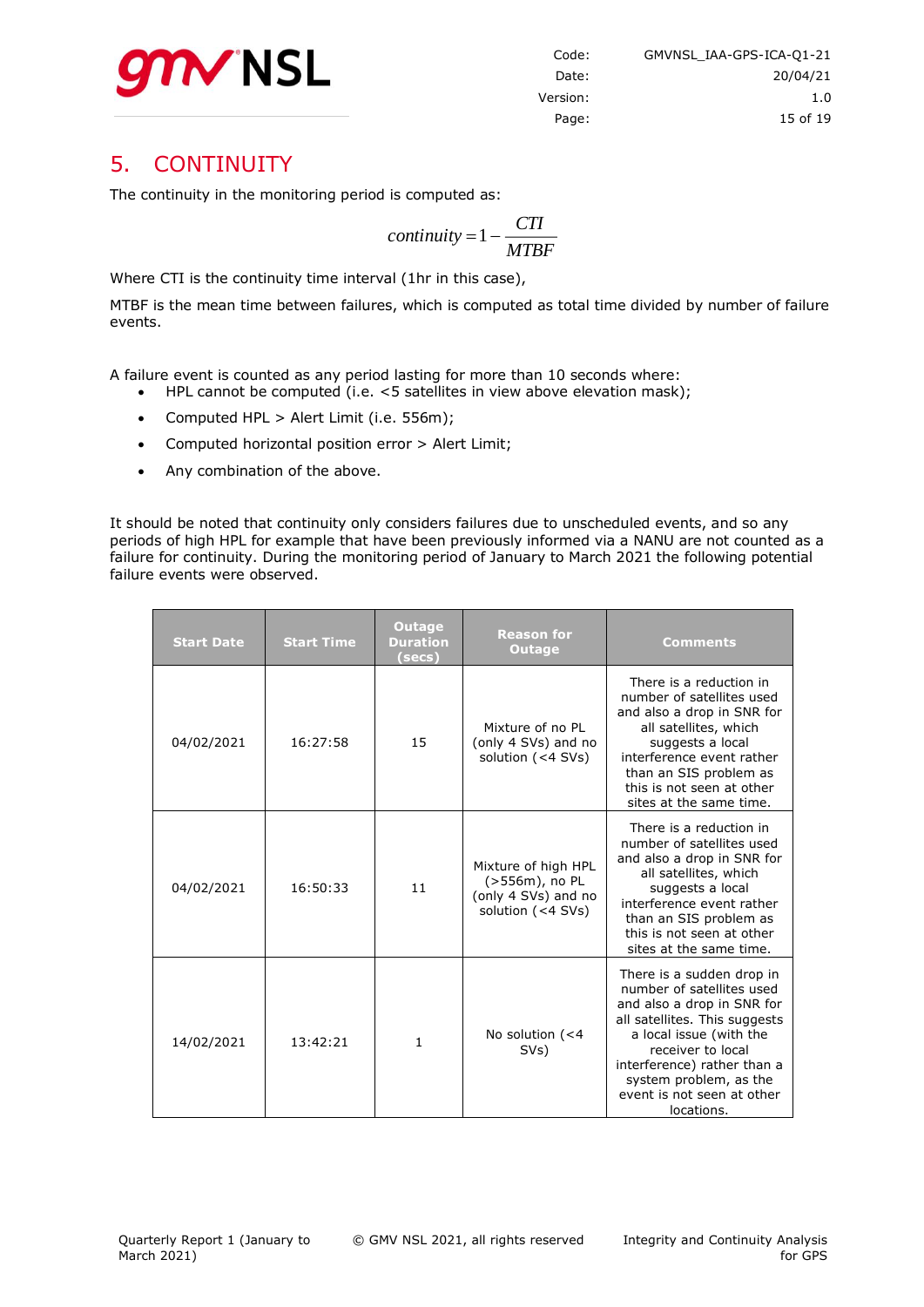# 5. CONTINUITY

The continuity in the monitoring period is computed as:

$$continuity = 1 - \frac{CTI}{MTBF}$$

Where CTI is the continuity time interval (1hr in this case),

MTBF is the mean time between failures, which is computed as total time divided by number of failure events.

A failure event is counted as any period lasting for more than 10 seconds where:

- HPL cannot be computed (i.e. <5 satellites in view above elevation mask);
- Computed HPL > Alert Limit (i.e. 556m);
- Computed horizontal position error > Alert Limit;
- Any combination of the above.

It should be noted that continuity only considers failures due to unscheduled events, and so any periods of high HPL for example that have been previously informed via a NANU are not counted as a failure for continuity. During the monitoring period of January to March 2021 the following potential failure events were observed.

| Start Date | Start Time | Outage Duration (secs) | Reason for Outage | Comments |
|---|---|---|---|---|
| 04/02/2021 | 16:27:58 | 15 | Mixture of no PL (only 4 SVs) and no solution (<4 SVs) | There is a reduction in number of satellites used and also a drop in SNR for all satellites, which suggests a local interference event rather than an SIS problem as this is not seen at other sites at the same time. |
| 04/02/2021 | 16:50:33 | 11 | Mixture of high HPL (>556m), no PL (only 4 SVs) and no solution (<4 SVs) | There is a reduction in number of satellites used and also a drop in SNR for all satellites, which suggests a local interference event rather than an SIS problem as this is not seen at other sites at the same time. |
| 14/02/2021 | 13:42:21 | 1 | No solution (<4 SVs) | There is a sudden drop in number of satellites used and also a drop in SNR for all satellites. This suggests a local issue (with the receiver to local interference) rather than a system problem, as the event is not seen at other locations. |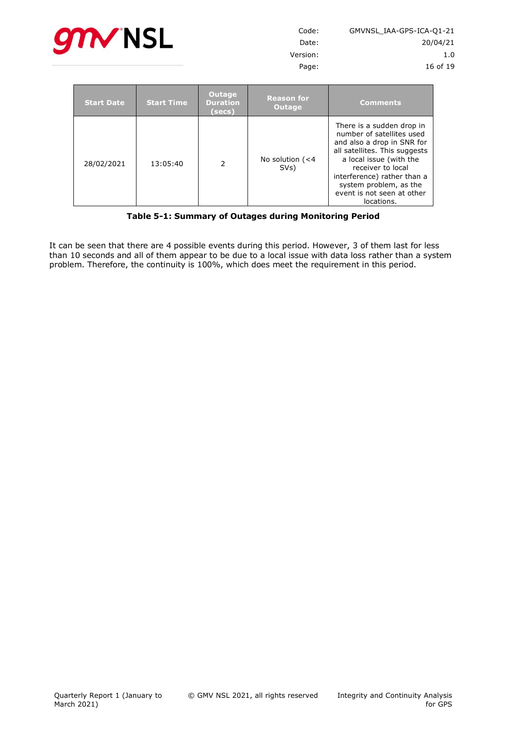| Start Date | Start Time | Outage Duration (secs) | Reason for Outage | Comments |
|---|---|---|---|---|
| 28/02/2021 | 13:05:40 | 2 | No solution (<4 SVs) | There is a sudden drop in number of satellites used and also a drop in SNR for all satellites. This suggests a local issue (with the receiver to local interference) rather than a system problem, as the event is not seen at other locations. |

**Table 5-1: Summary of Outages during Monitoring Period**

It can be seen that there are 4 possible events during this period. However, 3 of them last for less than 10 seconds and all of them appear to be due to a local issue with data loss rather than a system problem. Therefore, the continuity is 100%, which does meet the requirement in this period.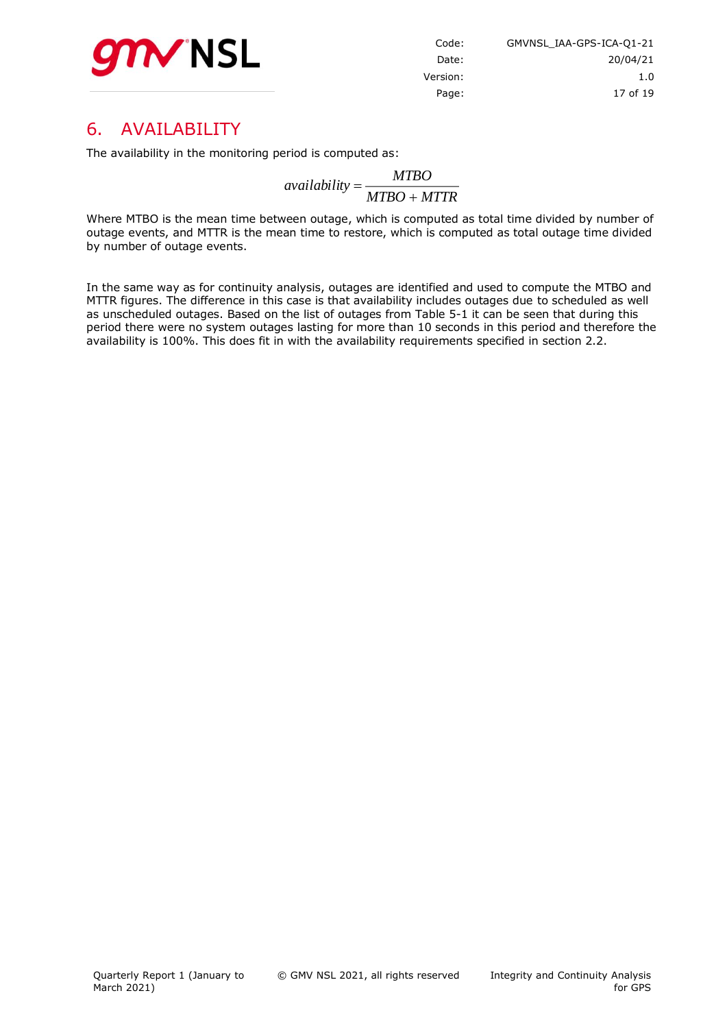# 6. AVAILABILITY

The availability in the monitoring period is computed as:

$$availability = \frac{MTBO}{MTBO + MTTR}$$

Where MTBO is the mean time between outage, which is computed as total time divided by number of outage events, and MTTR is the mean time to restore, which is computed as total outage time divided by number of outage events.

In the same way as for continuity analysis, outages are identified and used to compute the MTBO and MTTR figures. The difference in this case is that availability includes outages due to scheduled as well as unscheduled outages. Based on the list of outages from Table 5-1 it can be seen that during this period there were no system outages lasting for more than 10 seconds in this period and therefore the availability is 100%. This does fit in with the availability requirements specified in section 2.2.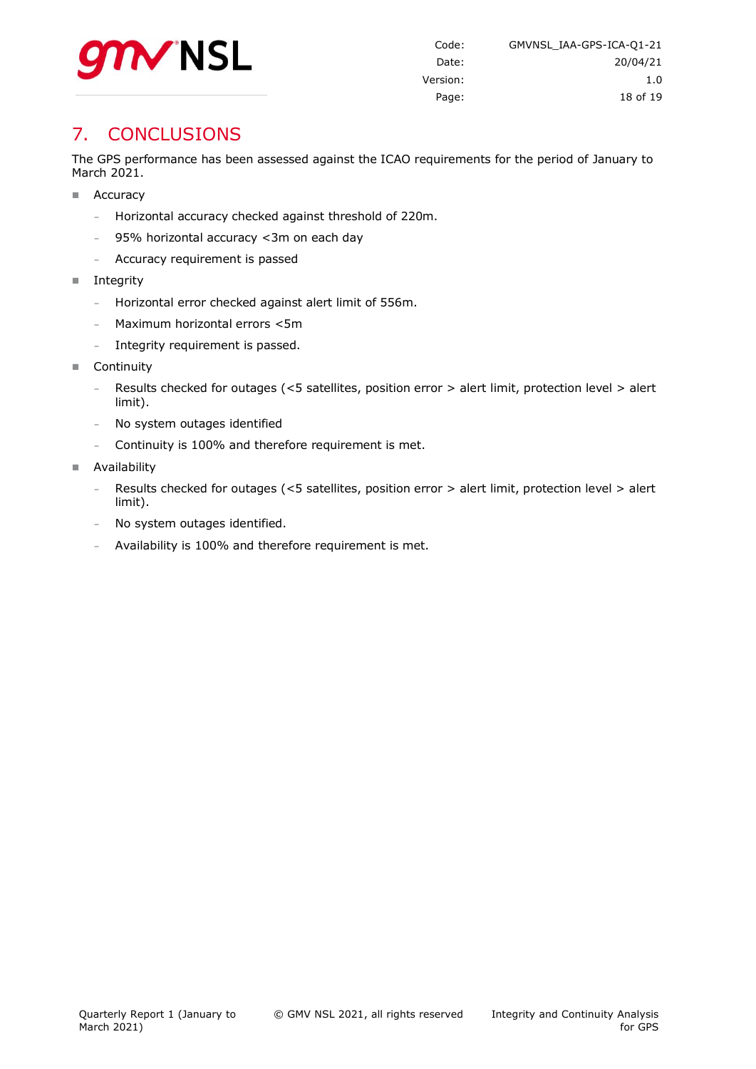# 7. CONCLUSIONS

The GPS performance has been assessed against the ICAO requirements for the period of January to March 2021.

- Accuracy
  - Horizontal accuracy checked against threshold of 220m.
  - 95% horizontal accuracy <3m on each day
  - Accuracy requirement is passed
- Integrity
  - Horizontal error checked against alert limit of 556m.
  - Maximum horizontal errors <5m
  - Integrity requirement is passed.
- Continuity
  - Results checked for outages (<5 satellites, position error > alert limit, protection level > alert limit).
  - No system outages identified
  - Continuity is 100% and therefore requirement is met.
- Availability
  - Results checked for outages (<5 satellites, position error > alert limit, protection level > alert limit).
  - No system outages identified.
  - Availability is 100% and therefore requirement is met.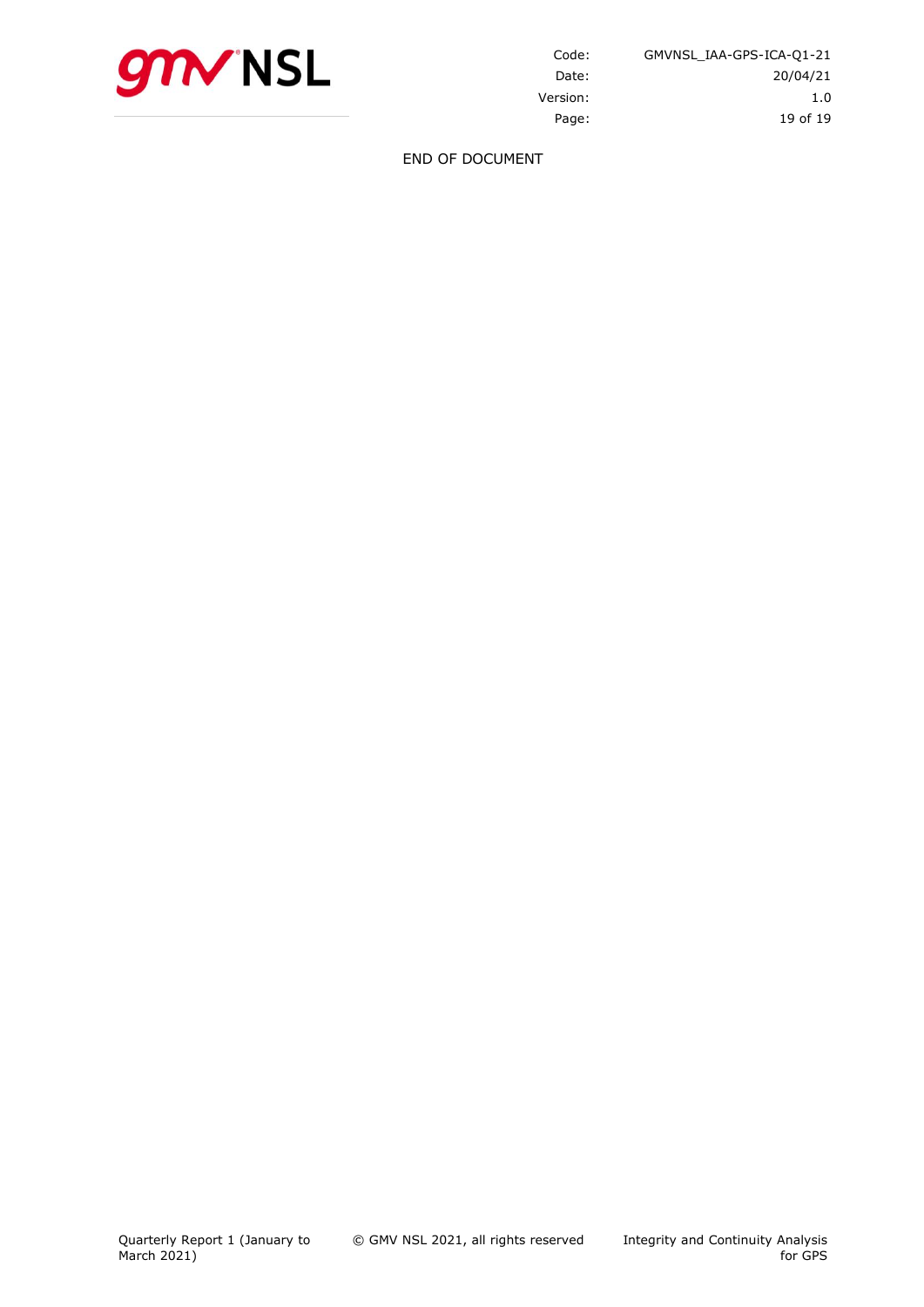END OF DOCUMENT